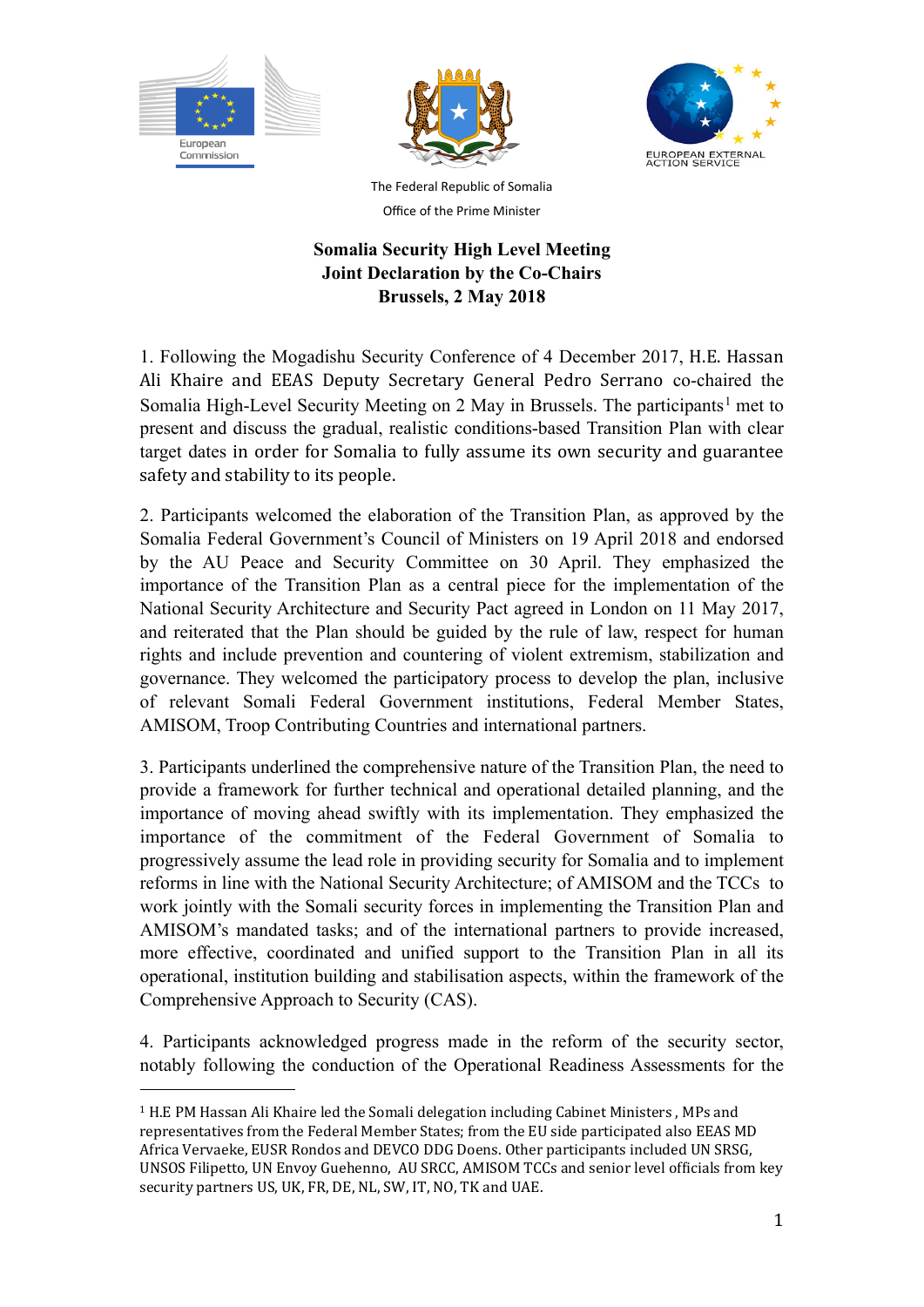European Commission

The Federal Republic of Somalia

Office of the Prime Minister

EUROPEAN EXTERNAL ACTION SERVICE

**Somalia Security High Level Meeting**
**Joint Declaration by the Co-Chairs**
**Brussels, 2 May 2018**

1. Following the Mogadishu Security Conference of 4 December 2017, H.E. Hassan Ali Khaire and EEAS Deputy Secretary General Pedro Serrano co-chaired the Somalia High-Level Security Meeting on 2 May in Brussels. The participants[1] met to present and discuss the gradual, realistic conditions-based Transition Plan with clear target dates in order for Somalia to fully assume its own security and guarantee safety and stability to its people.

2. Participants welcomed the elaboration of the Transition Plan, as approved by the Somalia Federal Government's Council of Ministers on 19 April 2018 and endorsed by the AU Peace and Security Committee on 30 April. They emphasized the importance of the Transition Plan as a central piece for the implementation of the National Security Architecture and Security Pact agreed in London on 11 May 2017, and reiterated that the Plan should be guided by the rule of law, respect for human rights and include prevention and countering of violent extremism, stabilization and governance. They welcomed the participatory process to develop the plan, inclusive of relevant Somali Federal Government institutions, Federal Member States, AMISOM, Troop Contributing Countries and international partners.

3. Participants underlined the comprehensive nature of the Transition Plan, the need to provide a framework for further technical and operational detailed planning, and the importance of moving ahead swiftly with its implementation. They emphasized the importance of the commitment of the Federal Government of Somalia to progressively assume the lead role in providing security for Somalia and to implement reforms in line with the National Security Architecture; of AMISOM and the TCCs to work jointly with the Somali security forces in implementing the Transition Plan and AMISOM's mandated tasks; and of the international partners to provide increased, more effective, coordinated and unified support to the Transition Plan in all its operational, institution building and stabilisation aspects, within the framework of the Comprehensive Approach to Security (CAS).

4. Participants acknowledged progress made in the reform of the security sector, notably following the conduction of the Operational Readiness Assessments for the

[1] H.E PM Hassan Ali Khaire led the Somali delegation including Cabinet Ministers , MPs and representatives from the Federal Member States; from the EU side participated also EEAS MD Africa Vervaeke, EUSR Rondos and DEVCO DDG Doens. Other participants included UN SRSG, UNSOS Filipetto, UN Envoy Guehenno, AU SRCC, AMISOM TCCs and senior level officials from key security partners US, UK, FR, DE, NL, SW, IT, NO, TK and UAE.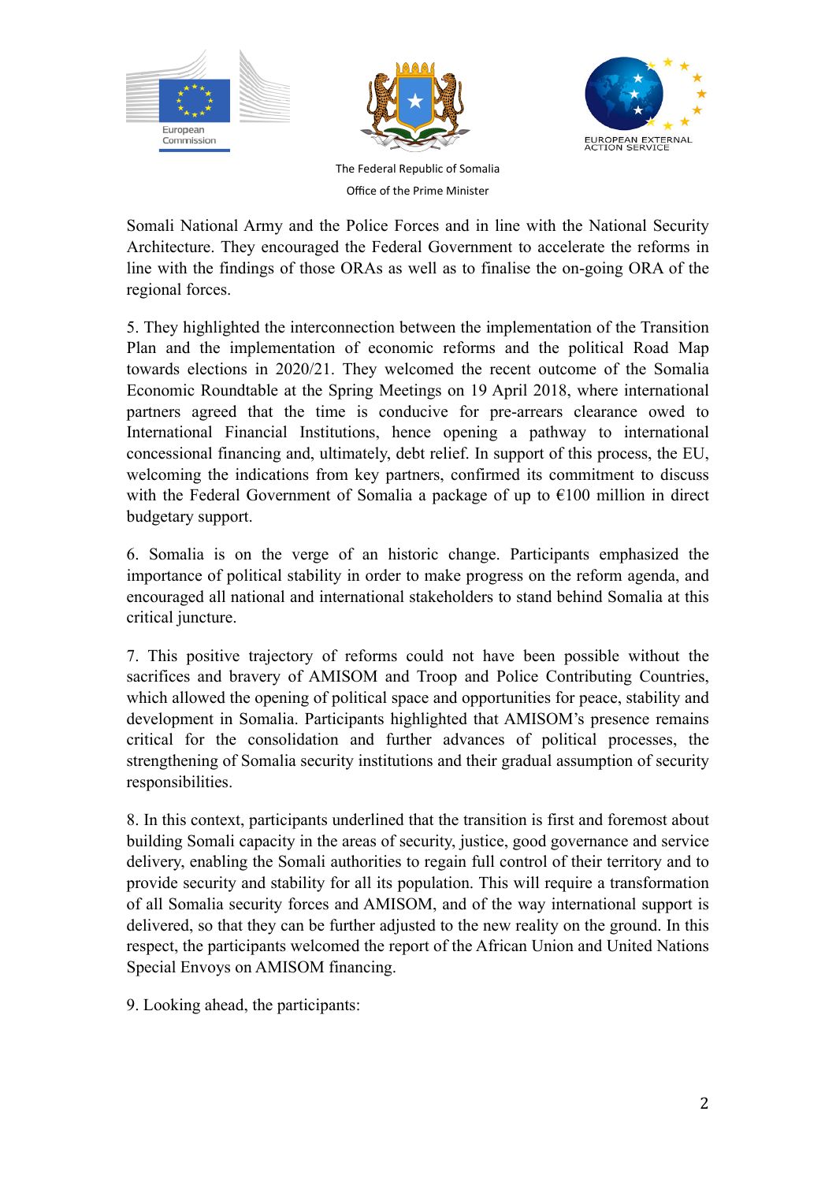Somali National Army and the Police Forces and in line with the National Security Architecture. They encouraged the Federal Government to accelerate the reforms in line with the findings of those ORAs as well as to finalise the on-going ORA of the regional forces.

5. They highlighted the interconnection between the implementation of the Transition Plan and the implementation of economic reforms and the political Road Map towards elections in 2020/21. They welcomed the recent outcome of the Somalia Economic Roundtable at the Spring Meetings on 19 April 2018, where international partners agreed that the time is conducive for pre-arrears clearance owed to International Financial Institutions, hence opening a pathway to international concessional financing and, ultimately, debt relief. In support of this process, the EU, welcoming the indications from key partners, confirmed its commitment to discuss with the Federal Government of Somalia a package of up to €100 million in direct budgetary support.

6. Somalia is on the verge of an historic change. Participants emphasized the importance of political stability in order to make progress on the reform agenda, and encouraged all national and international stakeholders to stand behind Somalia at this critical juncture.

7. This positive trajectory of reforms could not have been possible without the sacrifices and bravery of AMISOM and Troop and Police Contributing Countries, which allowed the opening of political space and opportunities for peace, stability and development in Somalia. Participants highlighted that AMISOM's presence remains critical for the consolidation and further advances of political processes, the strengthening of Somalia security institutions and their gradual assumption of security responsibilities.

8. In this context, participants underlined that the transition is first and foremost about building Somali capacity in the areas of security, justice, good governance and service delivery, enabling the Somali authorities to regain full control of their territory and to provide security and stability for all its population. This will require a transformation of all Somalia security forces and AMISOM, and of the way international support is delivered, so that they can be further adjusted to the new reality on the ground. In this respect, the participants welcomed the report of the African Union and United Nations Special Envoys on AMISOM financing.

9. Looking ahead, the participants: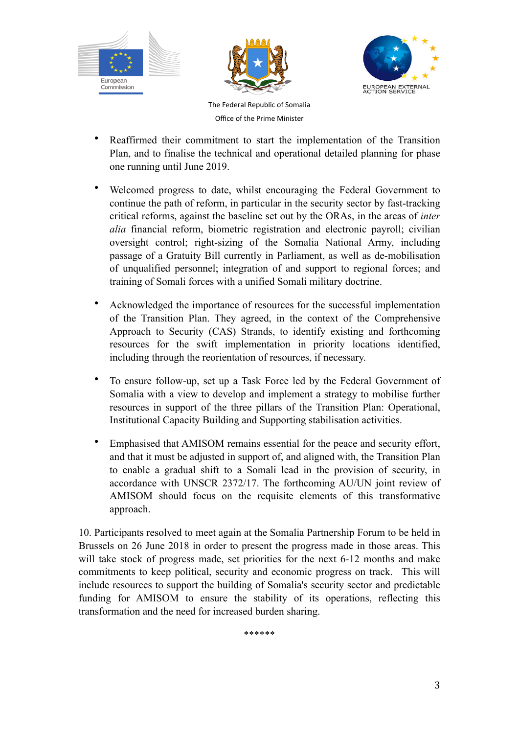- Reaffirmed their commitment to start the implementation of the Transition Plan, and to finalise the technical and operational detailed planning for phase one running until June 2019.

- Welcomed progress to date, whilst encouraging the Federal Government to continue the path of reform, in particular in the security sector by fast-tracking critical reforms, against the baseline set out by the ORAs, in the areas of *inter alia* financial reform, biometric registration and electronic payroll; civilian oversight control; right-sizing of the Somalia National Army, including passage of a Gratuity Bill currently in Parliament, as well as de-mobilisation of unqualified personnel; integration of and support to regional forces; and training of Somali forces with a unified Somali military doctrine.

- Acknowledged the importance of resources for the successful implementation of the Transition Plan. They agreed, in the context of the Comprehensive Approach to Security (CAS) Strands, to identify existing and forthcoming resources for the swift implementation in priority locations identified, including through the reorientation of resources, if necessary.

- To ensure follow-up, set up a Task Force led by the Federal Government of Somalia with a view to develop and implement a strategy to mobilise further resources in support of the three pillars of the Transition Plan: Operational, Institutional Capacity Building and Supporting stabilisation activities.

- Emphasised that AMISOM remains essential for the peace and security effort, and that it must be adjusted in support of, and aligned with, the Transition Plan to enable a gradual shift to a Somali lead in the provision of security, in accordance with UNSCR 2372/17. The forthcoming AU/UN joint review of AMISOM should focus on the requisite elements of this transformative approach.

10. Participants resolved to meet again at the Somalia Partnership Forum to be held in Brussels on 26 June 2018 in order to present the progress made in those areas. This will take stock of progress made, set priorities for the next 6-12 months and make commitments to keep political, security and economic progress on track. This will include resources to support the building of Somalia's security sector and predictable funding for AMISOM to ensure the stability of its operations, reflecting this transformation and the need for increased burden sharing.

******